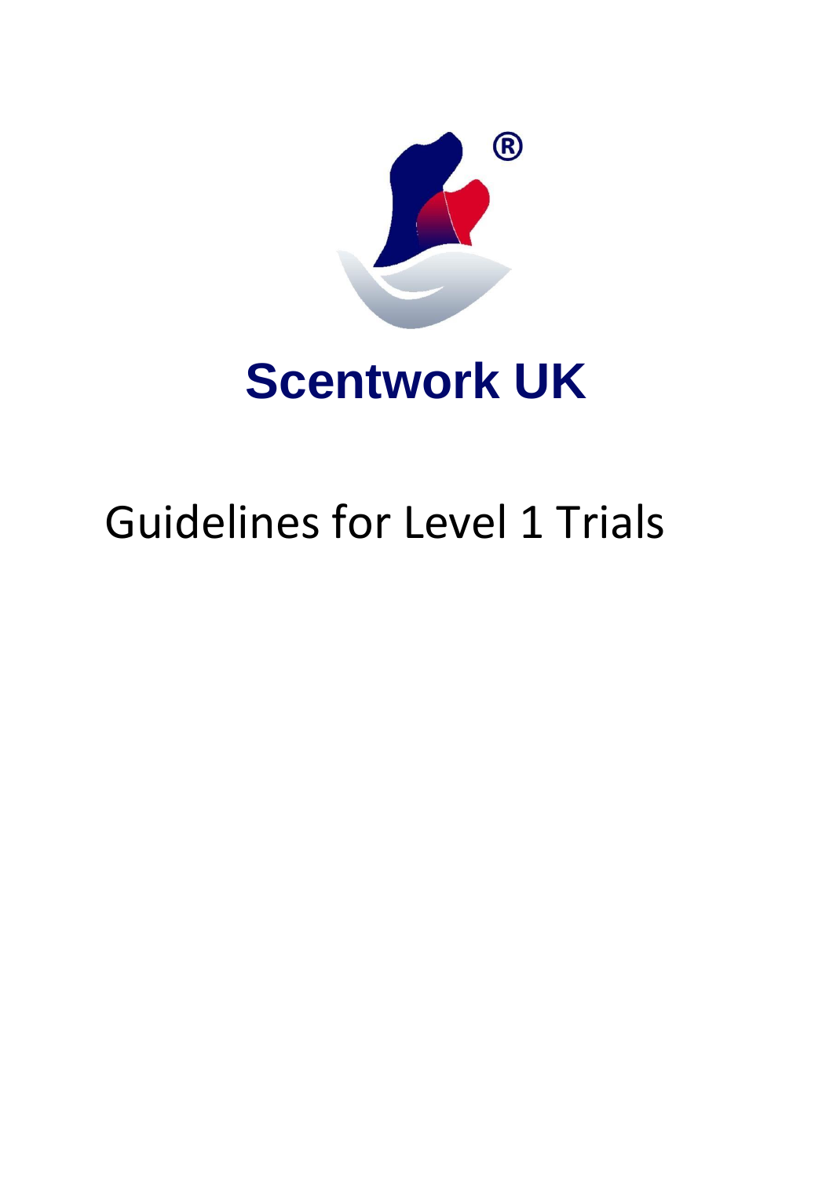# Scentwork UK

# Guidelines for Level 1 Trials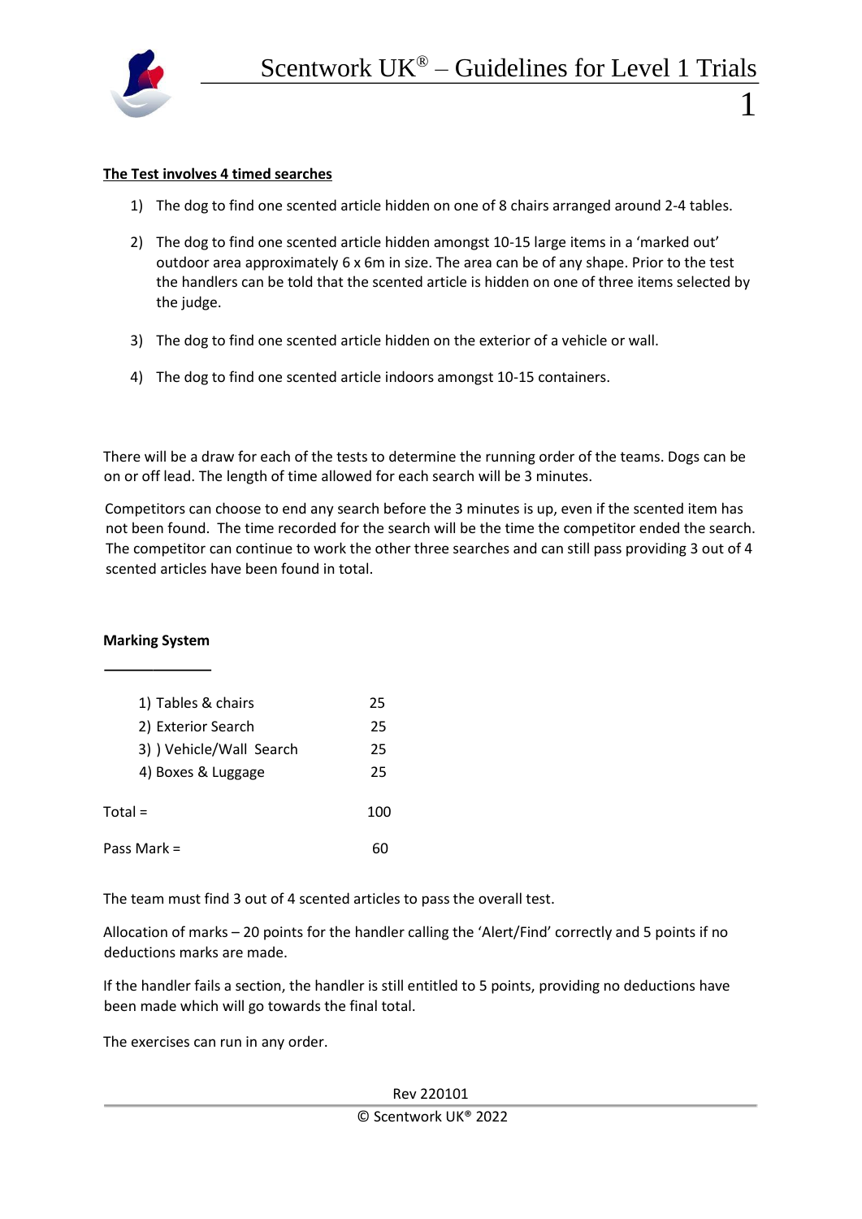**The Test involves 4 timed searches**

1) The dog to find one scented article hidden on one of 8 chairs arranged around 2-4 tables.

2) The dog to find one scented article hidden amongst 10-15 large items in a 'marked out' outdoor area approximately 6 x 6m in size. The area can be of any shape. Prior to the test the handlers can be told that the scented article is hidden on one of three items selected by the judge.

3) The dog to find one scented article hidden on the exterior of a vehicle or wall.

4) The dog to find one scented article indoors amongst 10-15 containers.

There will be a draw for each of the tests to determine the running order of the teams. Dogs can be on or off lead. The length of time allowed for each search will be 3 minutes.

Competitors can choose to end any search before the 3 minutes is up, even if the scented item has not been found. The time recorded for the search will be the time the competitor ended the search. The competitor can continue to work the other three searches and can still pass providing 3 out of 4 scented articles have been found in total.

**Marking System**

| | |
|---|---|
| 1) Tables & chairs | 25 |
| 2) Exterior Search | 25 |
| 3) ) Vehicle/Wall Search | 25 |
| 4) Boxes & Luggage | 25 |
| Total = | 100 |
| Pass Mark = | 60 |

The team must find 3 out of 4 scented articles to pass the overall test.

Allocation of marks – 20 points for the handler calling the 'Alert/Find' correctly and 5 points if no deductions marks are made.

If the handler fails a section, the handler is still entitled to 5 points, providing no deductions have been made which will go towards the final total.

The exercises can run in any order.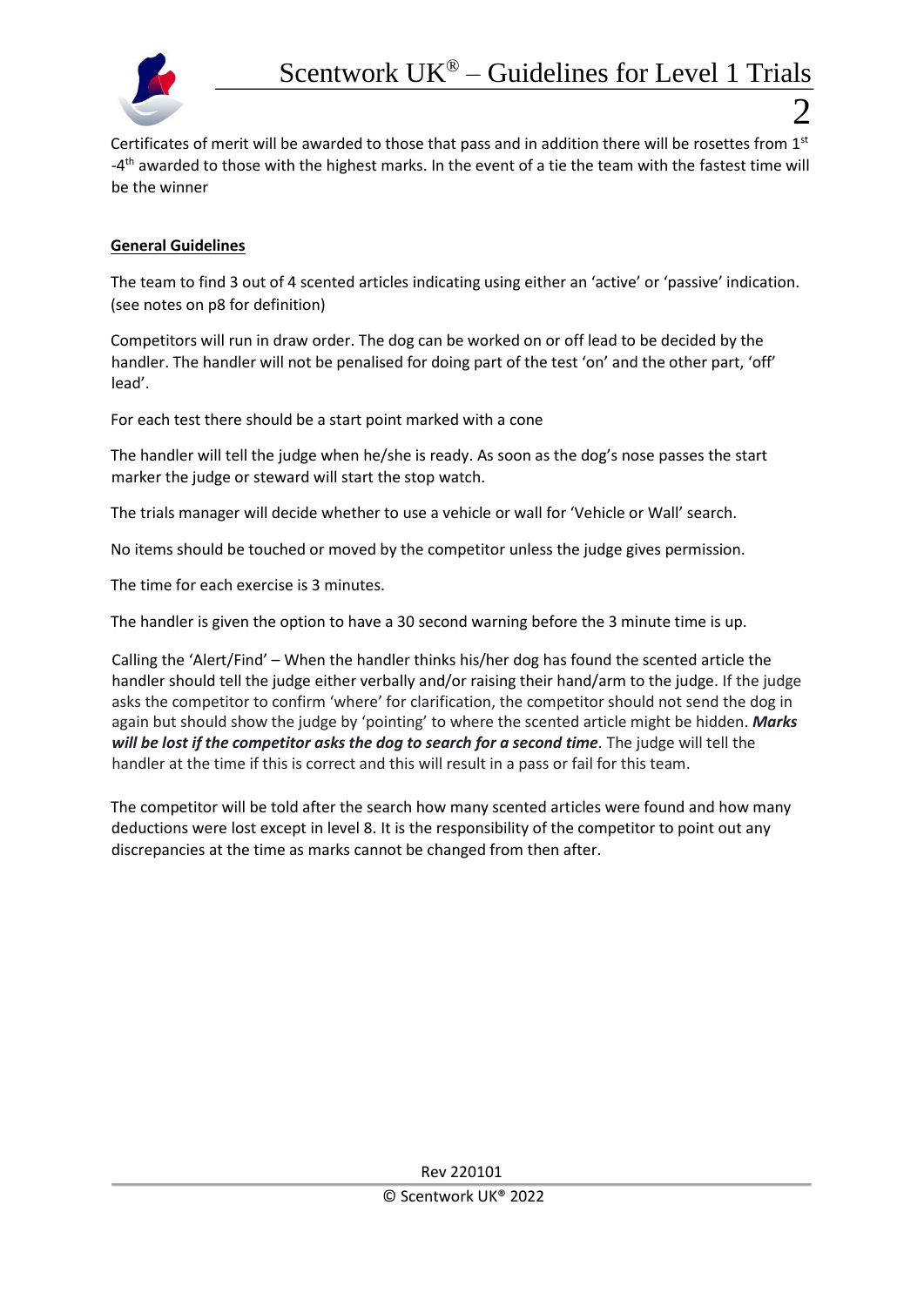Certificates of merit will be awarded to those that pass and in addition there will be rosettes from 1st -4th awarded to those with the highest marks. In the event of a tie the team with the fastest time will be the winner

**General Guidelines**

The team to find 3 out of 4 scented articles indicating using either an 'active' or 'passive' indication. (see notes on p8 for definition)

Competitors will run in draw order. The dog can be worked on or off lead to be decided by the handler. The handler will not be penalised for doing part of the test 'on' and the other part, 'off' lead'.

For each test there should be a start point marked with a cone

The handler will tell the judge when he/she is ready. As soon as the dog's nose passes the start marker the judge or steward will start the stop watch.

The trials manager will decide whether to use a vehicle or wall for 'Vehicle or Wall' search.

No items should be touched or moved by the competitor unless the judge gives permission.

The time for each exercise is 3 minutes.

The handler is given the option to have a 30 second warning before the 3 minute time is up.

Calling the 'Alert/Find' – When the handler thinks his/her dog has found the scented article the handler should tell the judge either verbally and/or raising their hand/arm to the judge. If the judge asks the competitor to confirm 'where' for clarification, the competitor should not send the dog in again but should show the judge by 'pointing' to where the scented article might be hidden. ***Marks will be lost if the competitor asks the dog to search for a second time***. The judge will tell the handler at the time if this is correct and this will result in a pass or fail for this team.

The competitor will be told after the search how many scented articles were found and how many deductions were lost except in level 8. It is the responsibility of the competitor to point out any discrepancies at the time as marks cannot be changed from then after.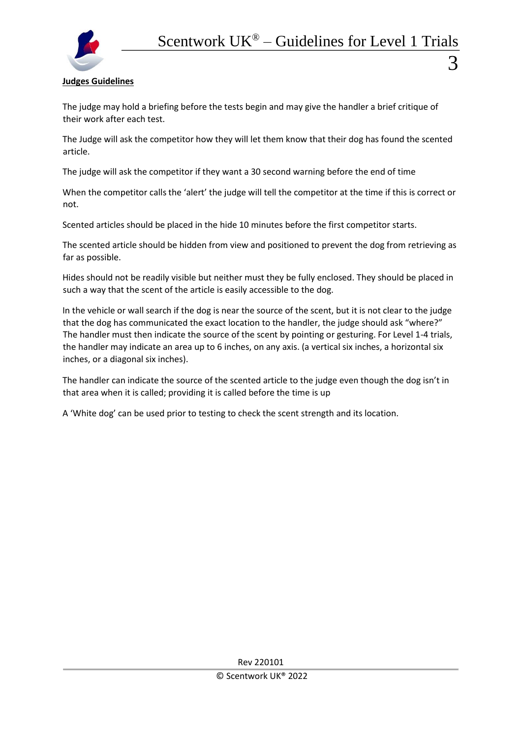**Judges Guidelines**

The judge may hold a briefing before the tests begin and may give the handler a brief critique of their work after each test.

The Judge will ask the competitor how they will let them know that their dog has found the scented article.

The judge will ask the competitor if they want a 30 second warning before the end of time

When the competitor calls the 'alert' the judge will tell the competitor at the time if this is correct or not.

Scented articles should be placed in the hide 10 minutes before the first competitor starts.

The scented article should be hidden from view and positioned to prevent the dog from retrieving as far as possible.

Hides should not be readily visible but neither must they be fully enclosed. They should be placed in such a way that the scent of the article is easily accessible to the dog.

In the vehicle or wall search if the dog is near the source of the scent, but it is not clear to the judge that the dog has communicated the exact location to the handler, the judge should ask "where?" The handler must then indicate the source of the scent by pointing or gesturing. For Level 1-4 trials, the handler may indicate an area up to 6 inches, on any axis. (a vertical six inches, a horizontal six inches, or a diagonal six inches).

The handler can indicate the source of the scented article to the judge even though the dog isn't in that area when it is called; providing it is called before the time is up

A 'White dog' can be used prior to testing to check the scent strength and its location.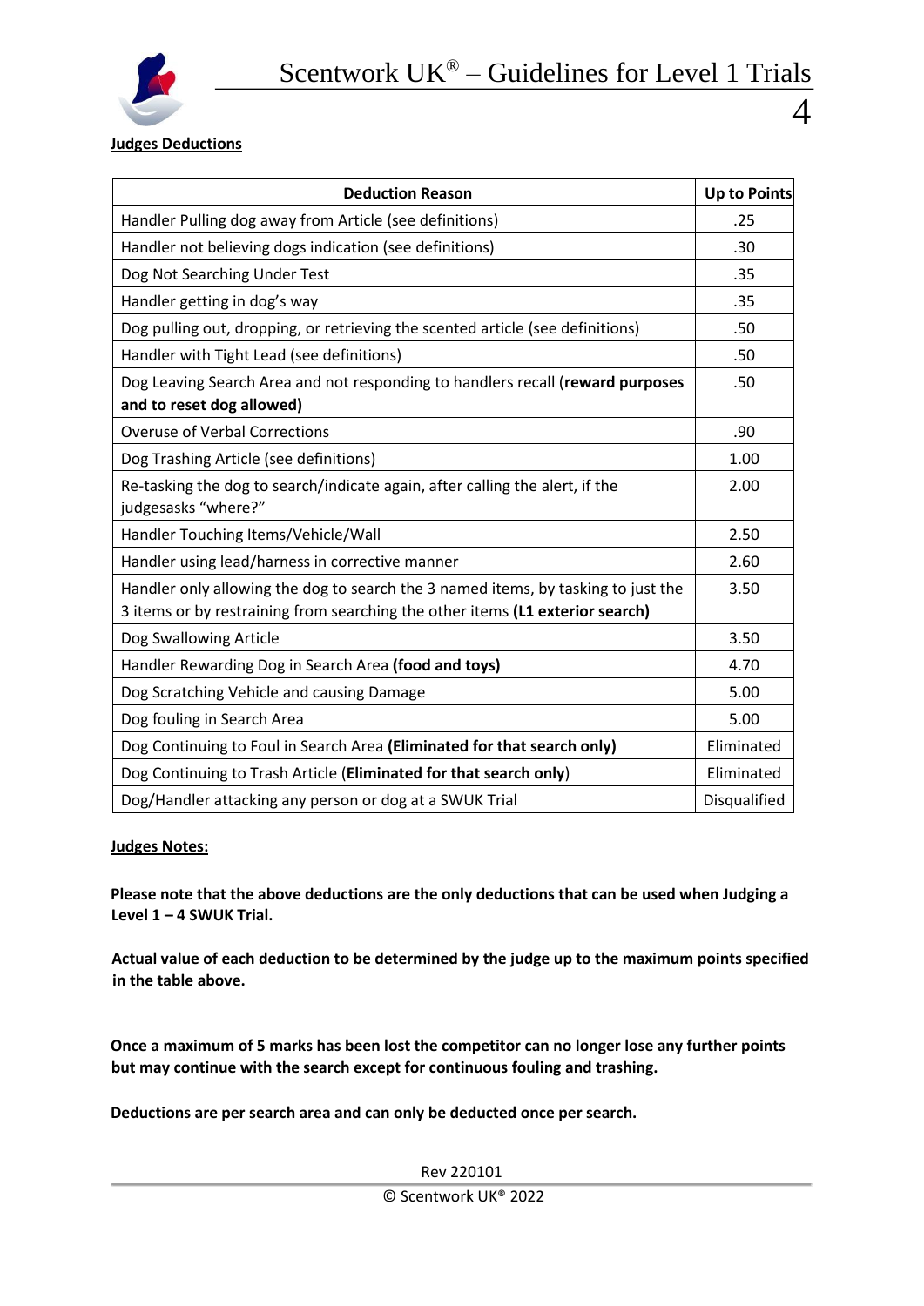**Judges Deductions**

| Deduction Reason | Up to Points |
|---|---|
| Handler Pulling dog away from Article (see definitions) | .25 |
| Handler not believing dogs indication (see definitions) | .30 |
| Dog Not Searching Under Test | .35 |
| Handler getting in dog's way | .35 |
| Dog pulling out, dropping, or retrieving the scented article (see definitions) | .50 |
| Handler with Tight Lead (see definitions) | .50 |
| Dog Leaving Search Area and not responding to handlers recall (**reward purposes and to reset dog allowed)** | .50 |
| Overuse of Verbal Corrections | .90 |
| Dog Trashing Article (see definitions) | 1.00 |
| Re-tasking the dog to search/indicate again, after calling the alert, if the judgesasks "where?" | 2.00 |
| Handler Touching Items/Vehicle/Wall | 2.50 |
| Handler using lead/harness in corrective manner | 2.60 |
| Handler only allowing the dog to search the 3 named items, by tasking to just the 3 items or by restraining from searching the other items **(L1 exterior search)** | 3.50 |
| Dog Swallowing Article | 3.50 |
| Handler Rewarding Dog in Search Area **(food and toys)** | 4.70 |
| Dog Scratching Vehicle and causing Damage | 5.00 |
| Dog fouling in Search Area | 5.00 |
| Dog Continuing to Foul in Search Area **(Eliminated for that search only)** | Eliminated |
| Dog Continuing to Trash Article (**Eliminated for that search only**) | Eliminated |
| Dog/Handler attacking any person or dog at a SWUK Trial | Disqualified |

**Judges Notes:**

**Please note that the above deductions are the only deductions that can be used when Judging a Level 1 – 4 SWUK Trial.**

**Actual value of each deduction to be determined by the judge up to the maximum points specified in the table above.**

**Once a maximum of 5 marks has been lost the competitor can no longer lose any further points but may continue with the search except for continuous fouling and trashing.**

**Deductions are per search area and can only be deducted once per search.**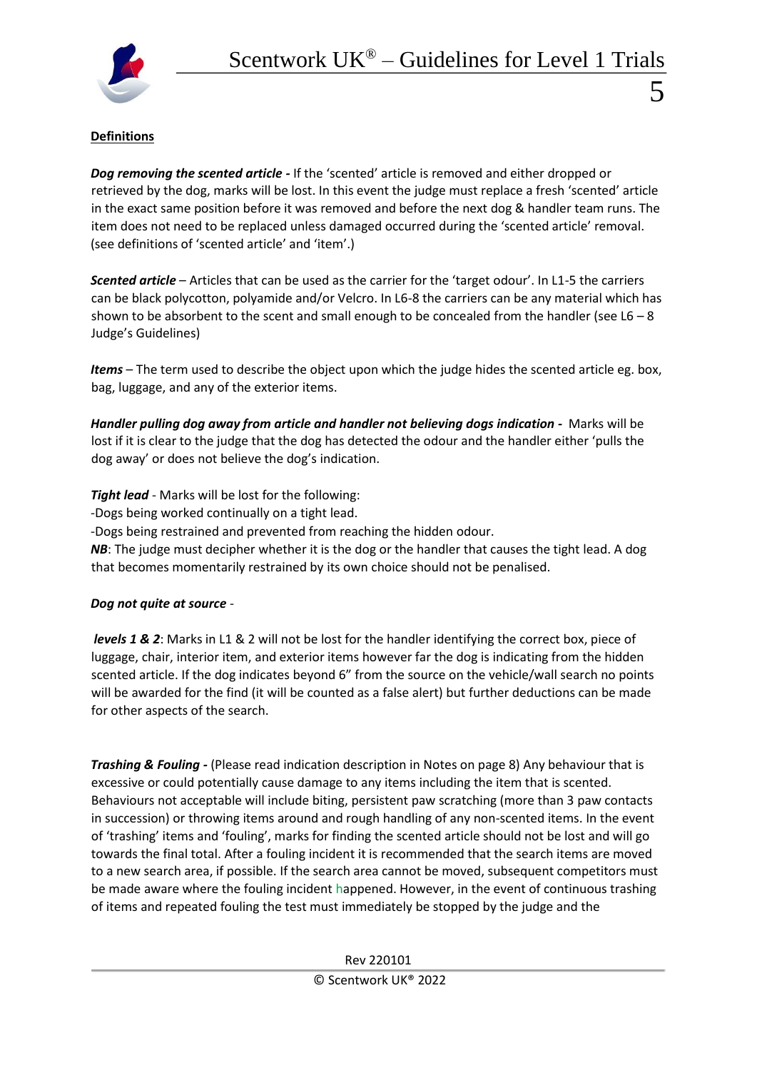**Definitions**

***Dog removing the scented article*** **-** If the 'scented' article is removed and either dropped or retrieved by the dog, marks will be lost. In this event the judge must replace a fresh 'scented' article in the exact same position before it was removed and before the next dog & handler team runs. The item does not need to be replaced unless damaged occurred during the 'scented article' removal. (see definitions of 'scented article' and 'item'.)

***Scented article*** – Articles that can be used as the carrier for the 'target odour'. In L1-5 the carriers can be black polycotton, polyamide and/or Velcro. In L6-8 the carriers can be any material which has shown to be absorbent to the scent and small enough to be concealed from the handler (see L6 – 8 Judge's Guidelines)

***Items*** – The term used to describe the object upon which the judge hides the scented article eg. box, bag, luggage, and any of the exterior items.

***Handler pulling dog away from article and handler not believing dogs indication*** **-** Marks will be lost if it is clear to the judge that the dog has detected the odour and the handler either 'pulls the dog away' or does not believe the dog's indication.

***Tight lead*** - Marks will be lost for the following:

-Dogs being worked continually on a tight lead.

-Dogs being restrained and prevented from reaching the hidden odour.

***NB***: The judge must decipher whether it is the dog or the handler that causes the tight lead. A dog that becomes momentarily restrained by its own choice should not be penalised.

***Dog not quite at source*** -

***levels 1 & 2***: Marks in L1 & 2 will not be lost for the handler identifying the correct box, piece of luggage, chair, interior item, and exterior items however far the dog is indicating from the hidden scented article. If the dog indicates beyond 6" from the source on the vehicle/wall search no points will be awarded for the find (it will be counted as a false alert) but further deductions can be made for other aspects of the search.

***Trashing & Fouling*** **-** (Please read indication description in Notes on page 8) Any behaviour that is excessive or could potentially cause damage to any items including the item that is scented. Behaviours not acceptable will include biting, persistent paw scratching (more than 3 paw contacts in succession) or throwing items around and rough handling of any non-scented items. In the event of 'trashing' items and 'fouling', marks for finding the scented article should not be lost and will go towards the final total. After a fouling incident it is recommended that the search items are moved to a new search area, if possible. If the search area cannot be moved, subsequent competitors must be made aware where the fouling incident happened. However, in the event of continuous trashing of items and repeated fouling the test must immediately be stopped by the judge and the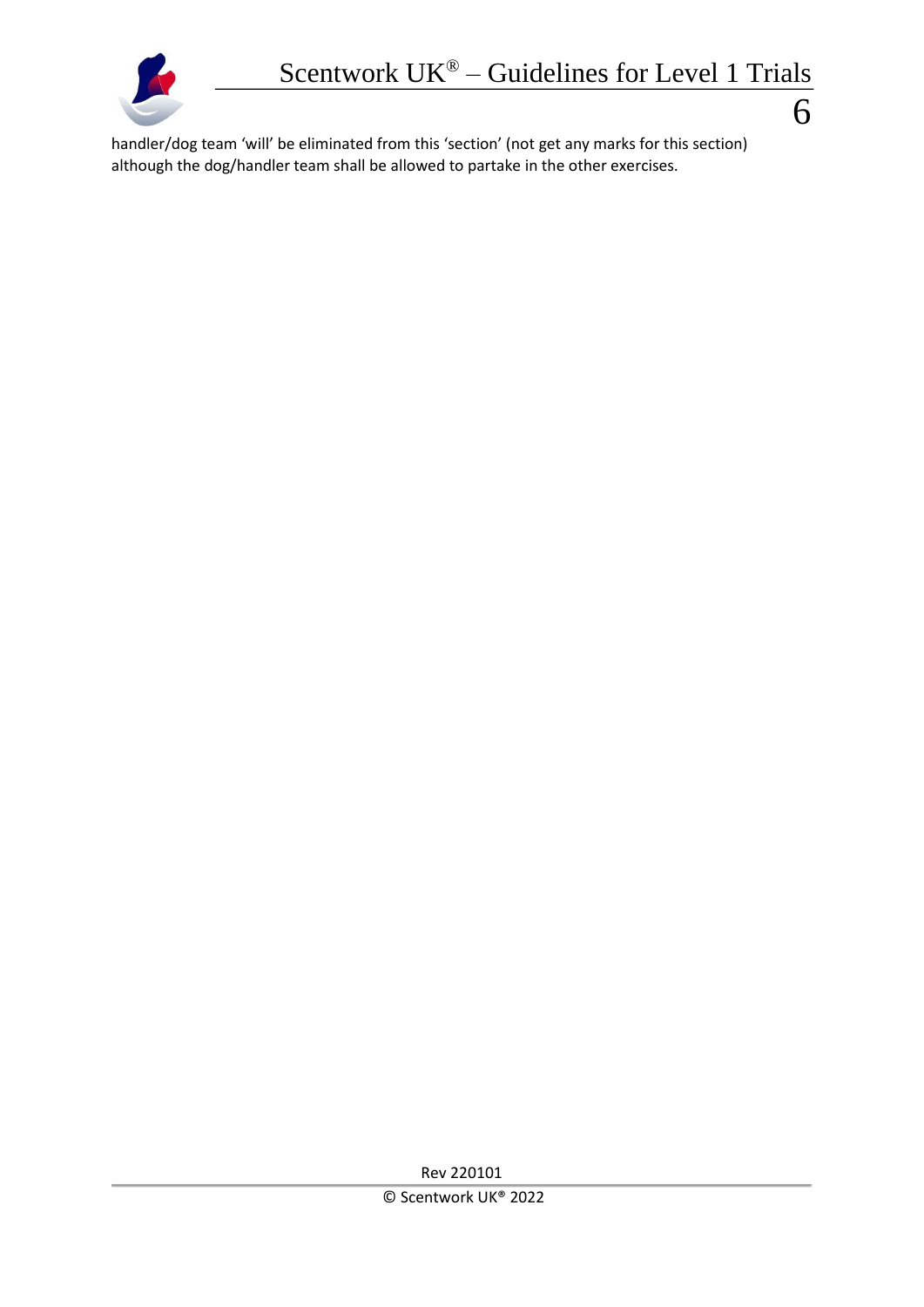handler/dog team 'will' be eliminated from this 'section' (not get any marks for this section) although the dog/handler team shall be allowed to partake in the other exercises.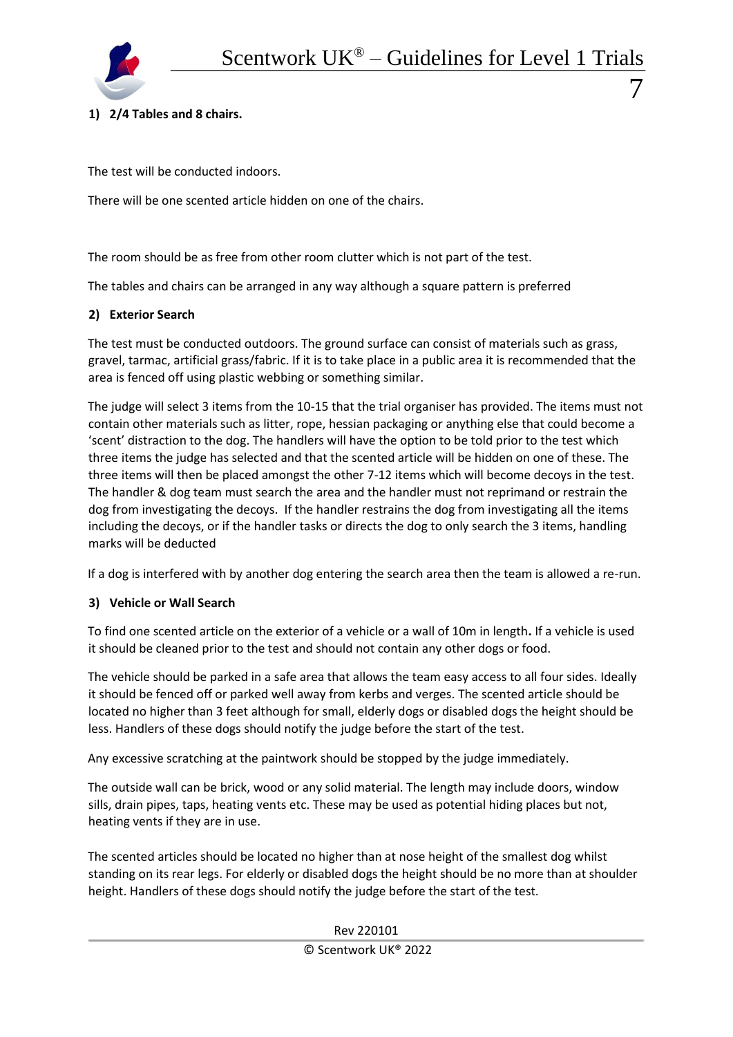**1) 2/4 Tables and 8 chairs.**

The test will be conducted indoors.

There will be one scented article hidden on one of the chairs.

The room should be as free from other room clutter which is not part of the test.

The tables and chairs can be arranged in any way although a square pattern is preferred

**2) Exterior Search**

The test must be conducted outdoors. The ground surface can consist of materials such as grass, gravel, tarmac, artificial grass/fabric. If it is to take place in a public area it is recommended that the area is fenced off using plastic webbing or something similar.

The judge will select 3 items from the 10-15 that the trial organiser has provided. The items must not contain other materials such as litter, rope, hessian packaging or anything else that could become a 'scent' distraction to the dog. The handlers will have the option to be told prior to the test which three items the judge has selected and that the scented article will be hidden on one of these. The three items will then be placed amongst the other 7-12 items which will become decoys in the test. The handler & dog team must search the area and the handler must not reprimand or restrain the dog from investigating the decoys. If the handler restrains the dog from investigating all the items including the decoys, or if the handler tasks or directs the dog to only search the 3 items, handling marks will be deducted

If a dog is interfered with by another dog entering the search area then the team is allowed a re-run.

**3) Vehicle or Wall Search**

To find one scented article on the exterior of a vehicle or a wall of 10m in length**.** If a vehicle is used it should be cleaned prior to the test and should not contain any other dogs or food.

The vehicle should be parked in a safe area that allows the team easy access to all four sides. Ideally it should be fenced off or parked well away from kerbs and verges. The scented article should be located no higher than 3 feet although for small, elderly dogs or disabled dogs the height should be less. Handlers of these dogs should notify the judge before the start of the test.

Any excessive scratching at the paintwork should be stopped by the judge immediately.

The outside wall can be brick, wood or any solid material. The length may include doors, window sills, drain pipes, taps, heating vents etc. These may be used as potential hiding places but not, heating vents if they are in use.

The scented articles should be located no higher than at nose height of the smallest dog whilst standing on its rear legs. For elderly or disabled dogs the height should be no more than at shoulder height. Handlers of these dogs should notify the judge before the start of the test.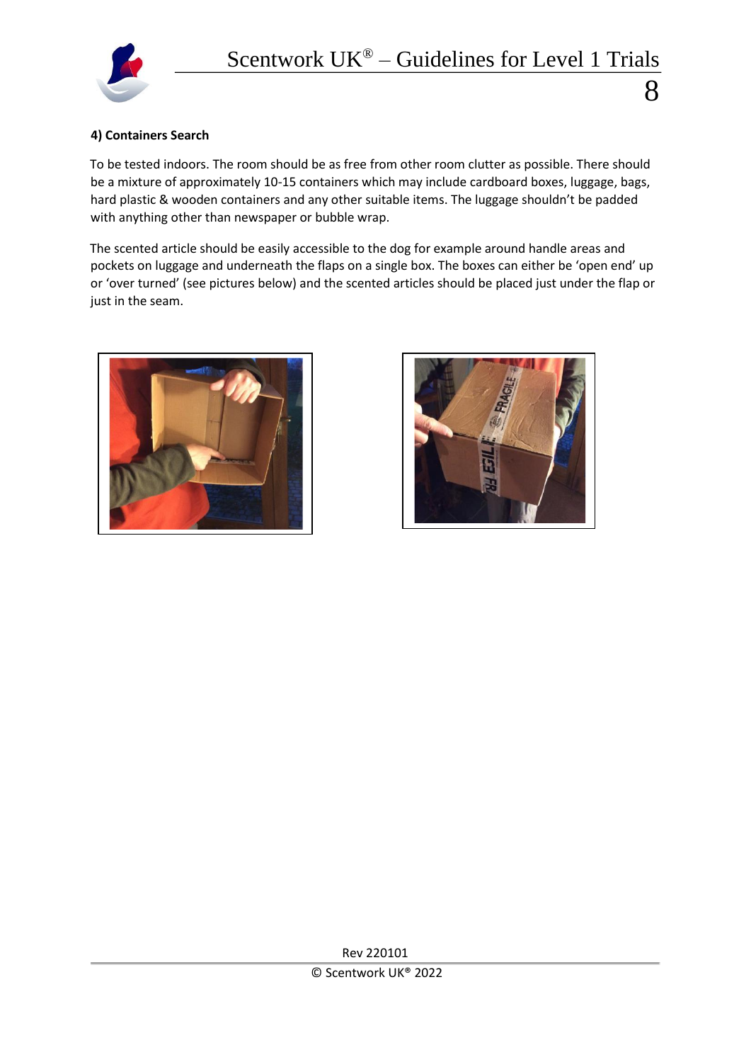#### 4) Containers Search

To be tested indoors. The room should be as free from other room clutter as possible. There should be a mixture of approximately 10-15 containers which may include cardboard boxes, luggage, bags, hard plastic & wooden containers and any other suitable items. The luggage shouldn't be padded with anything other than newspaper or bubble wrap.

The scented article should be easily accessible to the dog for example around handle areas and pockets on luggage and underneath the flaps on a single box. The boxes can either be 'open end' up or 'over turned' (see pictures below) and the scented articles should be placed just under the flap or just in the seam.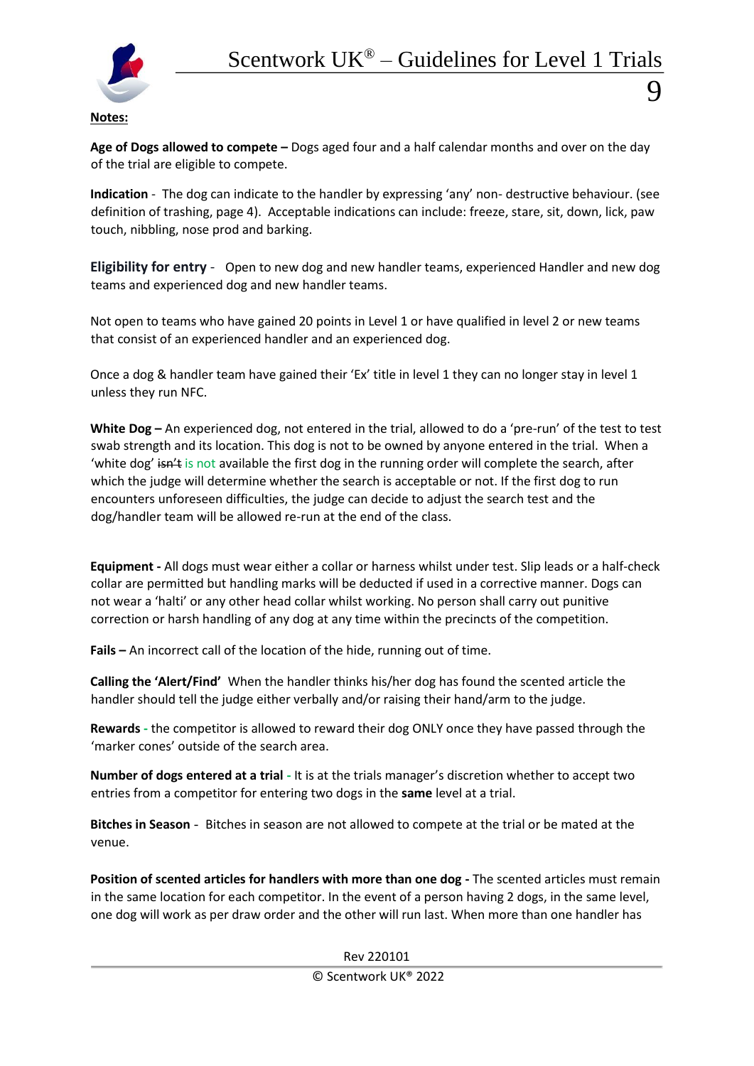**Notes:**

**Age of Dogs allowed to compete –** Dogs aged four and a half calendar months and over on the day of the trial are eligible to compete.

**Indication** - The dog can indicate to the handler by expressing 'any' non- destructive behaviour. (see definition of trashing, page 4). Acceptable indications can include: freeze, stare, sit, down, lick, paw touch, nibbling, nose prod and barking.

**Eligibility for entry** - Open to new dog and new handler teams, experienced Handler and new dog teams and experienced dog and new handler teams.

Not open to teams who have gained 20 points in Level 1 or have qualified in level 2 or new teams that consist of an experienced handler and an experienced dog.

Once a dog & handler team have gained their 'Ex' title in level 1 they can no longer stay in level 1 unless they run NFC.

**White Dog –** An experienced dog, not entered in the trial, allowed to do a 'pre-run' of the test to test swab strength and its location. This dog is not to be owned by anyone entered in the trial. When a 'white dog' ~~isn't~~ is not available the first dog in the running order will complete the search, after which the judge will determine whether the search is acceptable or not. If the first dog to run encounters unforeseen difficulties, the judge can decide to adjust the search test and the dog/handler team will be allowed re-run at the end of the class.

**Equipment -** All dogs must wear either a collar or harness whilst under test. Slip leads or a half-check collar are permitted but handling marks will be deducted if used in a corrective manner. Dogs can not wear a 'halti' or any other head collar whilst working. No person shall carry out punitive correction or harsh handling of any dog at any time within the precincts of the competition.

**Fails –** An incorrect call of the location of the hide, running out of time.

**Calling the 'Alert/Find'** When the handler thinks his/her dog has found the scented article the handler should tell the judge either verbally and/or raising their hand/arm to the judge.

**Rewards** - the competitor is allowed to reward their dog ONLY once they have passed through the 'marker cones' outside of the search area.

**Number of dogs entered at a trial** - It is at the trials manager's discretion whether to accept two entries from a competitor for entering two dogs in the **same** level at a trial.

**Bitches in Season** - Bitches in season are not allowed to compete at the trial or be mated at the venue.

**Position of scented articles for handlers with more than one dog -** The scented articles must remain in the same location for each competitor. In the event of a person having 2 dogs, in the same level, one dog will work as per draw order and the other will run last. When more than one handler has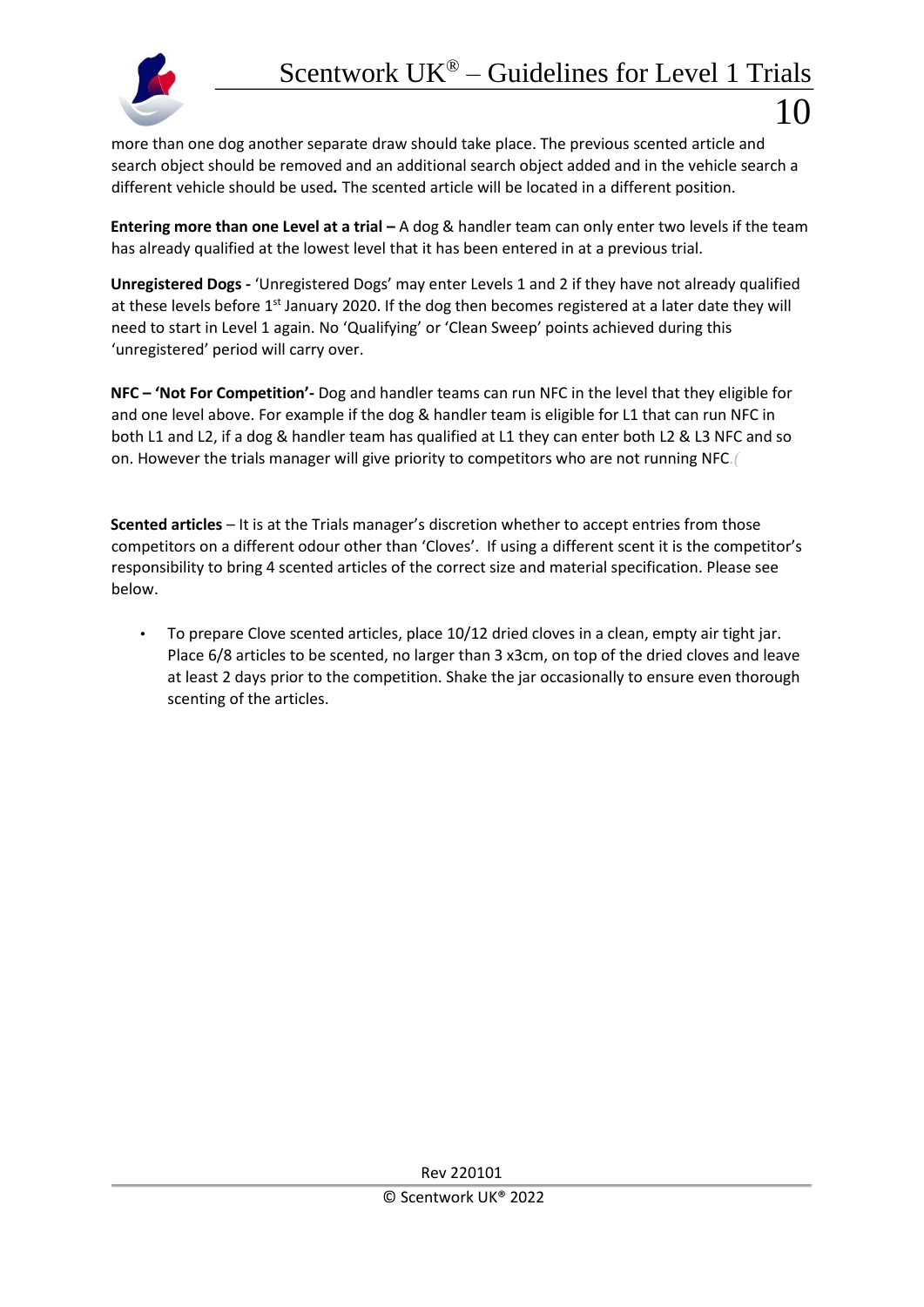more than one dog another separate draw should take place. The previous scented article and search object should be removed and an additional search object added and in the vehicle search a different vehicle should be used*.* The scented article will be located in a different position.

**Entering more than one Level at a trial –** A dog & handler team can only enter two levels if the team has already qualified at the lowest level that it has been entered in at a previous trial.

**Unregistered Dogs -** 'Unregistered Dogs' may enter Levels 1 and 2 if they have not already qualified at these levels before 1st January 2020. If the dog then becomes registered at a later date they will need to start in Level 1 again. No 'Qualifying' or 'Clean Sweep' points achieved during this 'unregistered' period will carry over.

**NFC – 'Not For Competition'-** Dog and handler teams can run NFC in the level that they eligible for and one level above. For example if the dog & handler team is eligible for L1 that can run NFC in both L1 and L2, if a dog & handler team has qualified at L1 they can enter both L2 & L3 NFC and so on. However the trials manager will give priority to competitors who are not running NFC.(

**Scented articles** – It is at the Trials manager's discretion whether to accept entries from those competitors on a different odour other than 'Cloves'. If using a different scent it is the competitor's responsibility to bring 4 scented articles of the correct size and material specification. Please see below.

- To prepare Clove scented articles, place 10/12 dried cloves in a clean, empty air tight jar. Place 6/8 articles to be scented, no larger than 3 x3cm, on top of the dried cloves and leave at least 2 days prior to the competition. Shake the jar occasionally to ensure even thorough scenting of the articles.